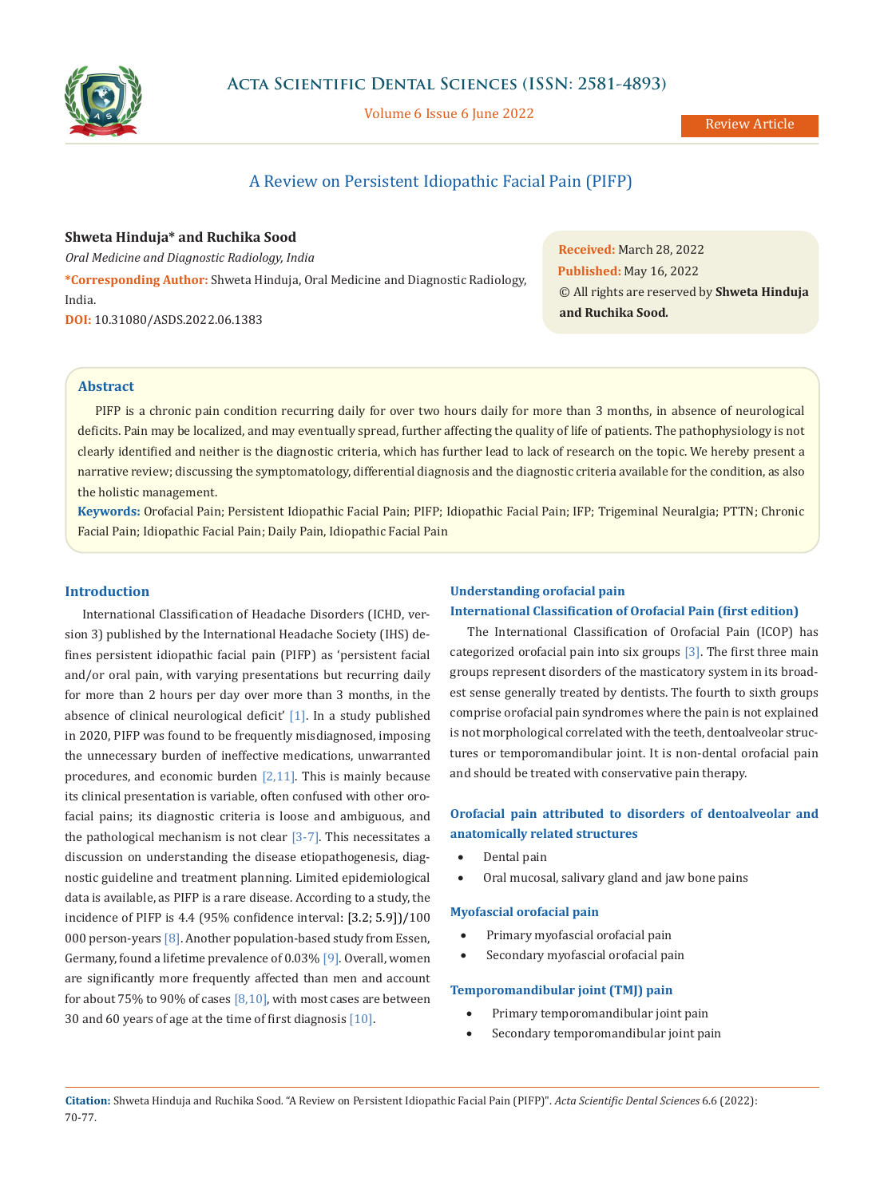# A Review on Persistent Idiopathic Facial Pain (PIFP)

**Shweta Hinduja* and Ruchika Sood**

*Oral Medicine and Diagnostic Radiology, India*

***Corresponding Author:** Shweta Hinduja, Oral Medicine and Diagnostic Radiology, India.

**DOI:** 10.31080/ASDS.2022.06.1383

**Received:** March 28, 2022

**Published:** May 16, 2022

© All rights are reserved by **Shweta Hinduja and Ruchika Sood.**

## Abstract

PIFP is a chronic pain condition recurring daily for over two hours daily for more than 3 months, in absence of neurological deficits. Pain may be localized, and may eventually spread, further affecting the quality of life of patients. The pathophysiology is not clearly identified and neither is the diagnostic criteria, which has further lead to lack of research on the topic. We hereby present a narrative review; discussing the symptomatology, differential diagnosis and the diagnostic criteria available for the condition, as also the holistic management.

**Keywords:** Orofacial Pain; Persistent Idiopathic Facial Pain; PIFP; Idiopathic Facial Pain; IFP; Trigeminal Neuralgia; PTTN; Chronic Facial Pain; Idiopathic Facial Pain; Daily Pain, Idiopathic Facial Pain

## Introduction

International Classification of Headache Disorders (ICHD, version 3) published by the International Headache Society (IHS) defines persistent idiopathic facial pain (PIFP) as 'persistent facial and/or oral pain, with varying presentations but recurring daily for more than 2 hours per day over more than 3 months, in the absence of clinical neurological deficit' [1]. In a study published in 2020, PIFP was found to be frequently misdiagnosed, imposing the unnecessary burden of ineffective medications, unwarranted procedures, and economic burden [2,11]. This is mainly because its clinical presentation is variable, often confused with other orofacial pains; its diagnostic criteria is loose and ambiguous, and the pathological mechanism is not clear [3-7]. This necessitates a discussion on understanding the disease etiopathogenesis, diagnostic guideline and treatment planning. Limited epidemiological data is available, as PIFP is a rare disease. According to a study, the incidence of PIFP is 4.4 (95% confidence interval: [3.2; 5.9])/100 000 person-years [8]. Another population-based study from Essen, Germany, found a lifetime prevalence of 0.03% [9]. Overall, women are significantly more frequently affected than men and account for about 75% to 90% of cases [8,10], with most cases are between 30 and 60 years of age at the time of first diagnosis [10].

## Understanding orofacial pain

### International Classification of Orofacial Pain (first edition)

The International Classification of Orofacial Pain (ICOP) has categorized orofacial pain into six groups [3]. The first three main groups represent disorders of the masticatory system in its broadest sense generally treated by dentists. The fourth to sixth groups comprise orofacial pain syndromes where the pain is not explained is not morphological correlated with the teeth, dentoalveolar structures or temporomandibular joint. It is non-dental orofacial pain and should be treated with conservative pain therapy.

### Orofacial pain attributed to disorders of dentoalveolar and anatomically related structures

- Dental pain
- Oral mucosal, salivary gland and jaw bone pains

### Myofascial orofacial pain

- Primary myofascial orofacial pain
- Secondary myofascial orofacial pain

### Temporomandibular joint (TMJ) pain

- Primary temporomandibular joint pain
- Secondary temporomandibular joint pain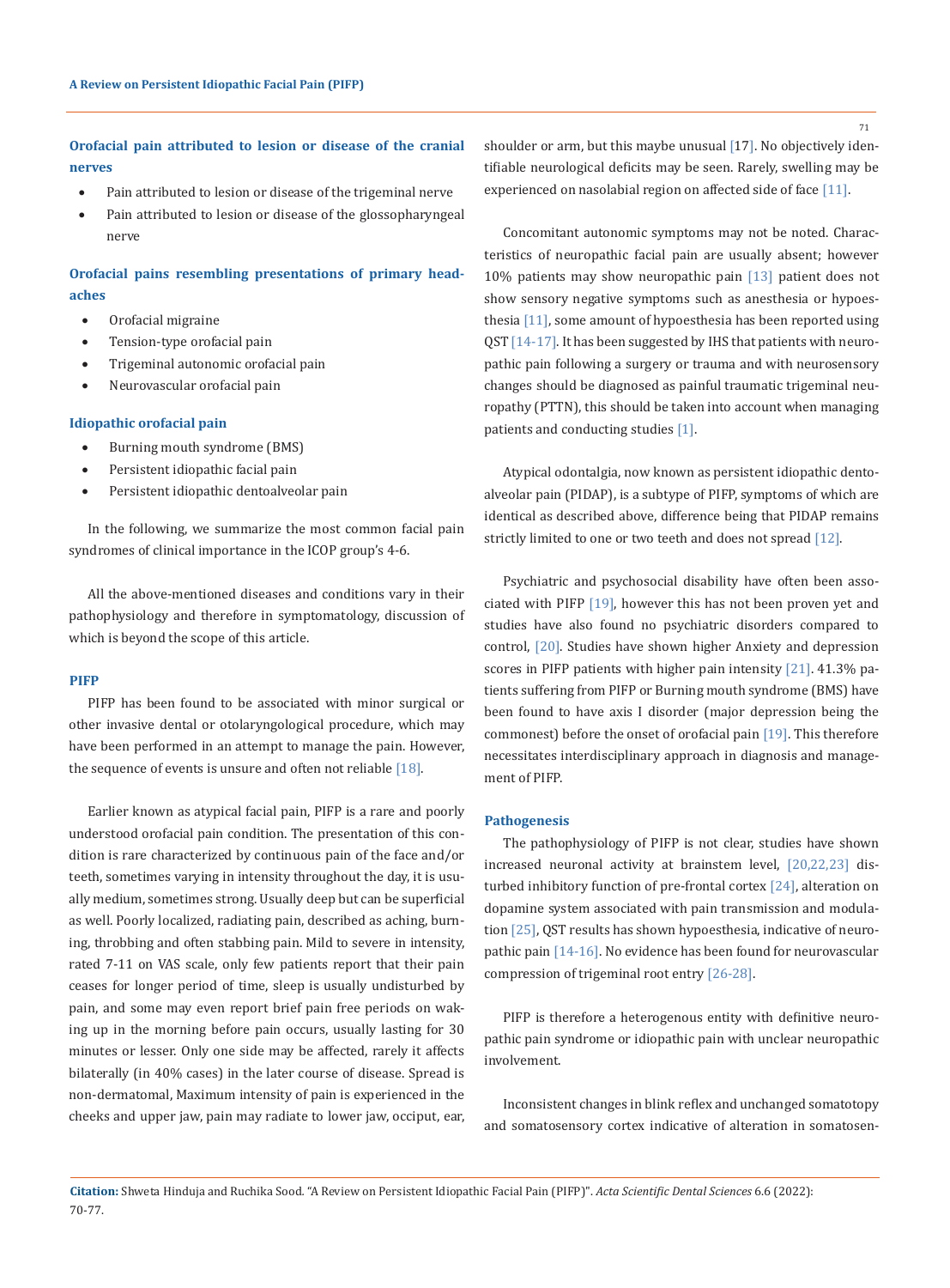### Orofacial pain attributed to lesion or disease of the cranial nerves

- Pain attributed to lesion or disease of the trigeminal nerve
- Pain attributed to lesion or disease of the glossopharyngeal nerve

### Orofacial pains resembling presentations of primary headaches

- Orofacial migraine
- Tension-type orofacial pain
- Trigeminal autonomic orofacial pain
- Neurovascular orofacial pain

### Idiopathic orofacial pain

- Burning mouth syndrome (BMS)
- Persistent idiopathic facial pain
- Persistent idiopathic dentoalveolar pain

In the following, we summarize the most common facial pain syndromes of clinical importance in the ICOP group's 4-6.

All the above-mentioned diseases and conditions vary in their pathophysiology and therefore in symptomatology, discussion of which is beyond the scope of this article.

### PIFP

PIFP has been found to be associated with minor surgical or other invasive dental or otolaryngological procedure, which may have been performed in an attempt to manage the pain. However, the sequence of events is unsure and often not reliable [18].

Earlier known as atypical facial pain, PIFP is a rare and poorly understood orofacial pain condition. The presentation of this condition is rare characterized by continuous pain of the face and/or teeth, sometimes varying in intensity throughout the day, it is usually medium, sometimes strong. Usually deep but can be superficial as well. Poorly localized, radiating pain, described as aching, burning, throbbing and often stabbing pain. Mild to severe in intensity, rated 7-11 on VAS scale, only few patients report that their pain ceases for longer period of time, sleep is usually undisturbed by pain, and some may even report brief pain free periods on waking up in the morning before pain occurs, usually lasting for 30 minutes or lesser. Only one side may be affected, rarely it affects bilaterally (in 40% cases) in the later course of disease. Spread is non-dermatomal, Maximum intensity of pain is experienced in the cheeks and upper jaw, pain may radiate to lower jaw, occiput, ear, shoulder or arm, but this maybe unusual [17]. No objectively identifiable neurological deficits may be seen. Rarely, swelling may be experienced on nasolabial region on affected side of face [11].

Concomitant autonomic symptoms may not be noted. Characteristics of neuropathic facial pain are usually absent; however 10% patients may show neuropathic pain [13] patient does not show sensory negative symptoms such as anesthesia or hypoesthesia [11], some amount of hypoesthesia has been reported using QST [14-17]. It has been suggested by IHS that patients with neuropathic pain following a surgery or trauma and with neurosensory changes should be diagnosed as painful traumatic trigeminal neuropathy (PTTN), this should be taken into account when managing patients and conducting studies [1].

Atypical odontalgia, now known as persistent idiopathic dentoalveolar pain (PIDAP), is a subtype of PIFP, symptoms of which are identical as described above, difference being that PIDAP remains strictly limited to one or two teeth and does not spread [12].

Psychiatric and psychosocial disability have often been associated with PIFP [19], however this has not been proven yet and studies have also found no psychiatric disorders compared to control, [20]. Studies have shown higher Anxiety and depression scores in PIFP patients with higher pain intensity [21]. 41.3% patients suffering from PIFP or Burning mouth syndrome (BMS) have been found to have axis I disorder (major depression being the commonest) before the onset of orofacial pain [19]. This therefore necessitates interdisciplinary approach in diagnosis and management of PIFP.

### Pathogenesis

The pathophysiology of PIFP is not clear, studies have shown increased neuronal activity at brainstem level, [20,22,23] disturbed inhibitory function of pre-frontal cortex [24], alteration on dopamine system associated with pain transmission and modulation [25], QST results has shown hypoesthesia, indicative of neuropathic pain [14-16]. No evidence has been found for neurovascular compression of trigeminal root entry [26-28].

PIFP is therefore a heterogenous entity with definitive neuropathic pain syndrome or idiopathic pain with unclear neuropathic involvement.

Inconsistent changes in blink reflex and unchanged somatotopy and somatosensory cortex indicative of alteration in somatosen-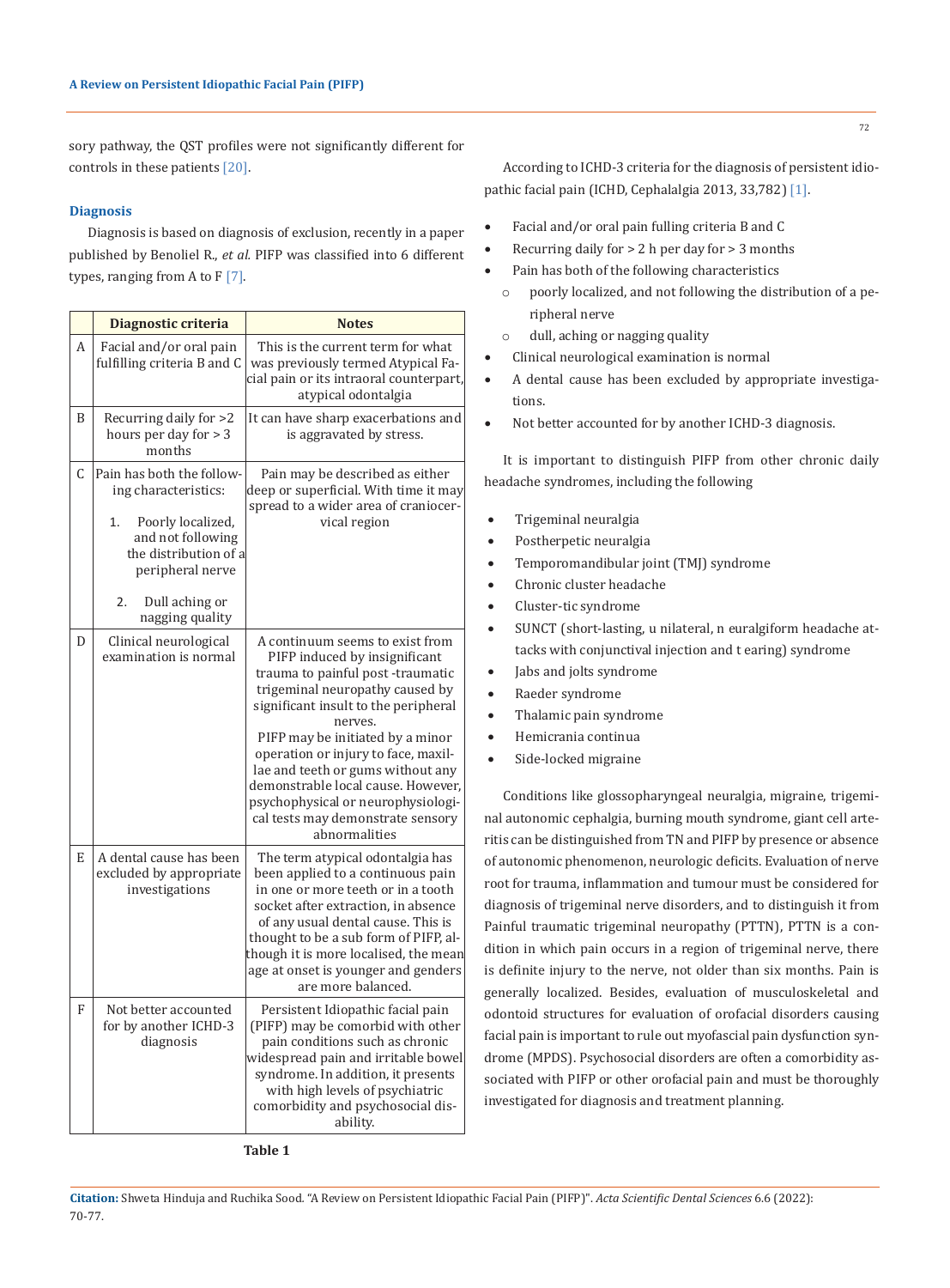sory pathway, the QST profiles were not significantly different for controls in these patients [20].

### Diagnosis

Diagnosis is based on diagnosis of exclusion, recently in a paper published by Benoliel R., *et al.* PIFP was classified into 6 different types, ranging from A to F [7].

| | Diagnostic criteria | Notes |
|---|---|---|
| A | Facial and/or oral pain fulfilling criteria B and C | This is the current term for what was previously termed Atypical Facial pain or its intraoral counterpart, atypical odontalgia |
| B | Recurring daily for >2 hours per day for > 3 months | It can have sharp exacerbations and is aggravated by stress. |
| C | Pain has both the following characteristics: 1. Poorly localized, and not following the distribution of a peripheral nerve 2. Dull aching or nagging quality | Pain may be described as either deep or superficial. With time it may spread to a wider area of craniocervical region |
| D | Clinical neurological examination is normal | A continuum seems to exist from PIFP induced by insignificant trauma to painful post -traumatic trigeminal neuropathy caused by significant insult to the peripheral nerves. PIFP may be initiated by a minor operation or injury to face, maxillae and teeth or gums without any demonstrable local cause. However, psychophysical or neurophysiological tests may demonstrate sensory abnormalities |
| E | A dental cause has been excluded by appropriate investigations | The term atypical odontalgia has been applied to a continuous pain in one or more teeth or in a tooth socket after extraction, in absence of any usual dental cause. This is thought to be a sub form of PIFP, although it is more localised, the mean age at onset is younger and genders are more balanced. |
| F | Not better accounted for by another ICHD-3 diagnosis | Persistent Idiopathic facial pain (PIFP) may be comorbid with other pain conditions such as chronic widespread pain and irritable bowel syndrome. In addition, it presents with high levels of psychiatric comorbidity and psychosocial disability. |

**Table 1**

According to ICHD-3 criteria for the diagnosis of persistent idiopathic facial pain (ICHD, Cephalalgia 2013, 33,782) [1].

- Facial and/or oral pain fulling criteria B and C
- Recurring daily for > 2 h per day for > 3 months
- Pain has both of the following characteristics
    - poorly localized, and not following the distribution of a peripheral nerve
    - dull, aching or nagging quality
- Clinical neurological examination is normal
- A dental cause has been excluded by appropriate investigations.
- Not better accounted for by another ICHD-3 diagnosis.

It is important to distinguish PIFP from other chronic daily headache syndromes, including the following

- Trigeminal neuralgia
- Postherpetic neuralgia
- Temporomandibular joint (TMJ) syndrome
- Chronic cluster headache
- Cluster-tic syndrome
- SUNCT (short-lasting, u nilateral, n euralgiform headache attacks with conjunctival injection and t earing) syndrome
- Jabs and jolts syndrome
- Raeder syndrome
- Thalamic pain syndrome
- Hemicrania continua
- Side-locked migraine

Conditions like glossopharyngeal neuralgia, migraine, trigeminal autonomic cephalgia, burning mouth syndrome, giant cell arteritis can be distinguished from TN and PIFP by presence or absence of autonomic phenomenon, neurologic deficits. Evaluation of nerve root for trauma, inflammation and tumour must be considered for diagnosis of trigeminal nerve disorders, and to distinguish it from Painful traumatic trigeminal neuropathy (PTTN), PTTN is a condition in which pain occurs in a region of trigeminal nerve, there is definite injury to the nerve, not older than six months. Pain is generally localized. Besides, evaluation of musculoskeletal and odontoid structures for evaluation of orofacial disorders causing facial pain is important to rule out myofascial pain dysfunction syndrome (MPDS). Psychosocial disorders are often a comorbidity associated with PIFP or other orofacial pain and must be thoroughly investigated for diagnosis and treatment planning.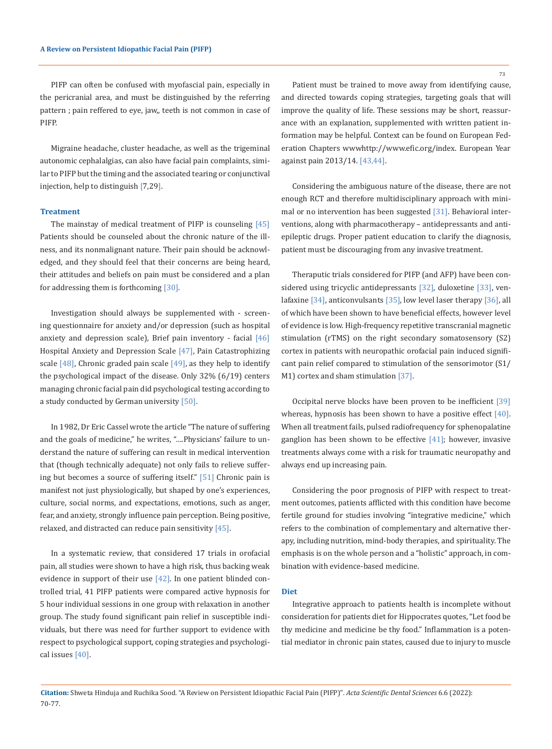PIFP can often be confused with myofascial pain, especially in the pericranial area, and must be distinguished by the referring pattern ; pain reffered to eye, jaw,, teeth is not common in case of PIFP.

Migraine headache, cluster headache, as well as the trigeminal autonomic cephalalgias, can also have facial pain complaints, similar to PIFP but the timing and the associated tearing or conjunctival injection, help to distinguish [7,29].

### Treatment

The mainstay of medical treatment of PIFP is counseling [45] Patients should be counseled about the chronic nature of the illness, and its nonmalignant nature. Their pain should be acknowledged, and they should feel that their concerns are being heard, their attitudes and beliefs on pain must be considered and a plan for addressing them is forthcoming [30].

Investigation should always be supplemented with - screening questionnaire for anxiety and/or depression (such as hospital anxiety and depression scale), Brief pain inventory - facial [46] Hospital Anxiety and Depression Scale [47], Pain Catastrophizing scale [48], Chronic graded pain scale [49], as they help to identify the psychological impact of the disease. Only 32% (6/19) centers managing chronic facial pain did psychological testing according to a study conducted by German university [50].

In 1982, Dr Eric Cassel wrote the article "The nature of suffering and the goals of medicine," he writes, "....Physicians' failure to understand the nature of suffering can result in medical intervention that (though technically adequate) not only fails to relieve suffering but becomes a source of suffering itself." [51] Chronic pain is manifest not just physiologically, but shaped by one's experiences, culture, social norms, and expectations, emotions, such as anger, fear, and anxiety, strongly influence pain perception. Being positive, relaxed, and distracted can reduce pain sensitivity [45].

In a systematic review, that considered 17 trials in orofacial pain, all studies were shown to have a high risk, thus backing weak evidence in support of their use [42]. In one patient blinded controlled trial, 41 PIFP patients were compared active hypnosis for 5 hour individual sessions in one group with relaxation in another group. The study found significant pain relief in susceptible individuals, but there was need for further support to evidence with respect to psychological support, coping strategies and psychological issues [40].

Patient must be trained to move away from identifying cause, and directed towards coping strategies, targeting goals that will improve the quality of life. These sessions may be short, reassurance with an explanation, supplemented with written patient information may be helpful. Context can be found on European Federation Chapters wwwhttp://www.efic.org/index. European Year against pain 2013/14. [43,44].

Considering the ambiguous nature of the disease, there are not enough RCT and therefore multidisciplinary approach with minimal or no intervention has been suggested [31]. Behavioral interventions, along with pharmacotherapy – antidepressants and antiepileptic drugs. Proper patient education to clarify the diagnosis, patient must be discouraging from any invasive treatment.

Theraputic trials considered for PIFP (and AFP) have been considered using tricyclic antidepressants [32], duloxetine [33], venlafaxine [34], anticonvulsants [35], low level laser therapy [36], all of which have been shown to have beneficial effects, however level of evidence is low. High-frequency repetitive transcranial magnetic stimulation (rTMS) on the right secondary somatosensory (S2) cortex in patients with neuropathic orofacial pain induced significant pain relief compared to stimulation of the sensorimotor (S1/M1) cortex and sham stimulation [37].

Occipital nerve blocks have been proven to be inefficient [39] whereas, hypnosis has been shown to have a positive effect [40]. When all treatment fails, pulsed radiofrequency for sphenopalatine ganglion has been shown to be effective [41]; however, invasive treatments always come with a risk for traumatic neuropathy and always end up increasing pain.

Considering the poor prognosis of PIFP with respect to treatment outcomes, patients afflicted with this condition have become fertile ground for studies involving "integrative medicine," which refers to the combination of complementary and alternative therapy, including nutrition, mind-body therapies, and spirituality. The emphasis is on the whole person and a "holistic" approach, in combination with evidence-based medicine.

### Diet

Integrative approach to patients health is incomplete without consideration for patients diet for Hippocrates quotes, "Let food be thy medicine and medicine be thy food." Inflammation is a potential mediator in chronic pain states, caused due to injury to muscle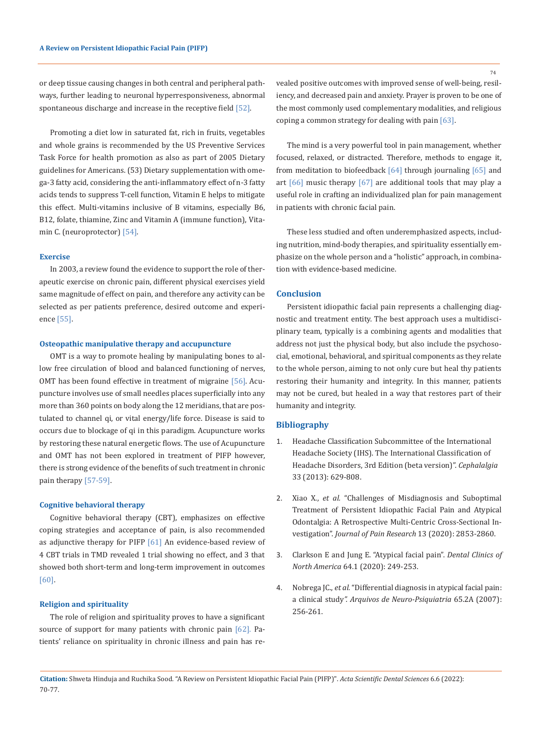or deep tissue causing changes in both central and peripheral pathways, further leading to neuronal hyperresponsiveness, abnormal spontaneous discharge and increase in the receptive field [52].

Promoting a diet low in saturated fat, rich in fruits, vegetables and whole grains is recommended by the US Preventive Services Task Force for health promotion as also as part of 2005 Dietary guidelines for Americans. (53) Dietary supplementation with omega-3 fatty acid, considering the anti-inflammatory effect of n-3 fatty acids tends to suppress T-cell function, Vitamin E helps to mitigate this effect. Multi-vitamins inclusive of B vitamins, especially B6, B12, folate, thiamine, Zinc and Vitamin A (immune function), Vitamin C. (neuroprotector) [54].

### Exercise

In 2003, a review found the evidence to support the role of therapeutic exercise on chronic pain, different physical exercises yield same magnitude of effect on pain, and therefore any activity can be selected as per patients preference, desired outcome and experience [55].

### Osteopathic manipulative therapy and accupuncture

OMT is a way to promote healing by manipulating bones to allow free circulation of blood and balanced functioning of nerves, OMT has been found effective in treatment of migraine [56]. Acupuncture involves use of small needles places superficially into any more than 360 points on body along the 12 meridians, that are postulated to channel qi, or vital energy/life force. Disease is said to occurs due to blockage of qi in this paradigm. Acupuncture works by restoring these natural energetic flows. The use of Acupuncture and OMT has not been explored in treatment of PIFP however, there is strong evidence of the benefits of such treatment in chronic pain therapy [57-59].

### Cognitive behavioral therapy

Cognitive behavioral therapy (CBT), emphasizes on effective coping strategies and acceptance of pain, is also recommended as adjunctive therapy for PIFP [61] An evidence-based review of 4 CBT trials in TMD revealed 1 trial showing no effect, and 3 that showed both short-term and long-term improvement in outcomes [60].

### Religion and spirituality

The role of religion and spirituality proves to have a significant source of support for many patients with chronic pain [62]. Patients' reliance on spirituality in chronic illness and pain has revealed positive outcomes with improved sense of well-being, resiliency, and decreased pain and anxiety. Prayer is proven to be one of the most commonly used complementary modalities, and religious coping a common strategy for dealing with pain [63].

The mind is a very powerful tool in pain management, whether focused, relaxed, or distracted. Therefore, methods to engage it, from meditation to biofeedback [64] through journaling [65] and art [66] music therapy [67] are additional tools that may play a useful role in crafting an individualized plan for pain management in patients with chronic facial pain.

These less studied and often underemphasized aspects, including nutrition, mind-body therapies, and spirituality essentially emphasize on the whole person and a "holistic" approach, in combination with evidence-based medicine.

## Conclusion

Persistent idiopathic facial pain represents a challenging diagnostic and treatment entity. The best approach uses a multidisciplinary team, typically is a combining agents and modalities that address not just the physical body, but also include the psychosocial, emotional, behavioral, and spiritual components as they relate to the whole person, aiming to not only cure but heal thy patients restoring their humanity and integrity. In this manner, patients may not be cured, but healed in a way that restores part of their humanity and integrity.

## Bibliography

1. Headache Classification Subcommittee of the International Headache Society (IHS). The International Classification of Headache Disorders, 3rd Edition (beta version)". *Cephalalgia* 33 (2013): 629-808.
2. Xiao X., *et al.* "Challenges of Misdiagnosis and Suboptimal Treatment of Persistent Idiopathic Facial Pain and Atypical Odontalgia: A Retrospective Multi-Centric Cross-Sectional Investigation". *Journal of Pain Research* 13 (2020): 2853-2860.
3. Clarkson E and Jung E. "Atypical facial pain". *Dental Clinics of North America* 64.1 (2020): 249-253.
4. Nobrega JC., *et al.* "Differential diagnosis in atypical facial pain: a clinical study". *Arquivos de Neuro-Psiquiatria* 65.2A (2007): 256-261.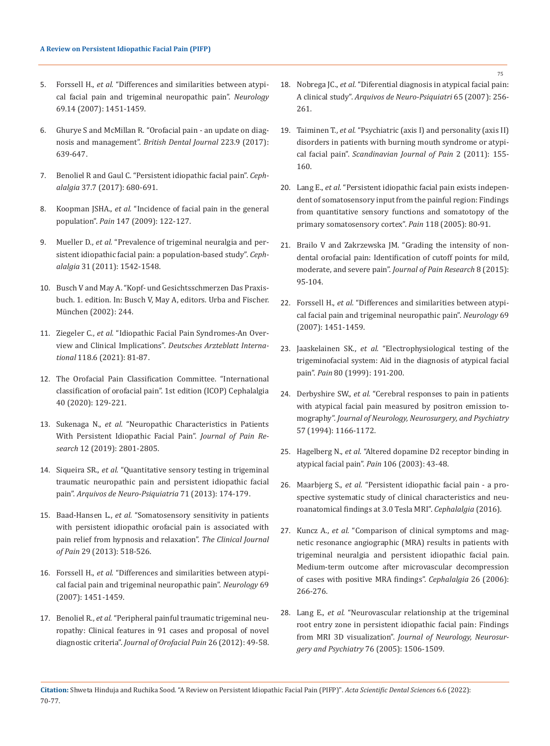5. Forssell H., *et al.* "Differences and similarities between atypical facial pain and trigeminal neuropathic pain". *Neurology* 69.14 (2007): 1451-1459.

6. Ghurye S and McMillan R. "Orofacial pain - an update on diagnosis and management". *British Dental Journal* 223.9 (2017): 639-647.

7. Benoliel R and Gaul C. "Persistent idiopathic facial pain". *Cephalalgia* 37.7 (2017): 680-691.

8. Koopman JSHA., *et al.* "Incidence of facial pain in the general population". *Pain* 147 (2009): 122-127.

9. Mueller D., *et al.* "Prevalence of trigeminal neuralgia and persistent idiopathic facial pain: a population-based study". *Cephalalgia* 31 (2011): 1542-1548.

10. Busch V and May A. "Kopf- und Gesichtsschmerzen Das Praxisbuch. 1. edition. In: Busch V, May A, editors. Urba and Fischer. München (2002): 244.

11. Ziegeler C., *et al.* "Idiopathic Facial Pain Syndromes-An Overview and Clinical Implications". *Deutsches Arzteblatt International* 118.6 (2021): 81-87.

12. The Orofacial Pain Classification Committee. "International classification of orofacial pain". 1st edition (ICOP) Cephalalgia 40 (2020): 129-221.

13. Sukenaga N., *et al.* "Neuropathic Characteristics in Patients With Persistent Idiopathic Facial Pain". *Journal of Pain Research* 12 (2019): 2801-2805.

14. Siqueira SR., *et al.* "Quantitative sensory testing in trigeminal traumatic neuropathic pain and persistent idiopathic facial pain". *Arquivos de Neuro-Psiquiatria* 71 (2013): 174-179.

15. Baad-Hansen L., *et al.* "Somatosensory sensitivity in patients with persistent idiopathic orofacial pain is associated with pain relief from hypnosis and relaxation". *The Clinical Journal of Pain* 29 (2013): 518-526.

16. Forssell H., *et al.* "Differences and similarities between atypical facial pain and trigeminal neuropathic pain". *Neurology* 69 (2007): 1451-1459.

17. Benoliel R., *et al.* "Peripheral painful traumatic trigeminal neuropathy: Clinical features in 91 cases and proposal of novel diagnostic criteria". *Journal of Orofacial Pain* 26 (2012): 49-58.

18. Nobrega JC., *et al.* "Diferential diagnosis in atypical facial pain: A clinical study". *Arquivos de Neuro-Psiquiatri* 65 (2007): 256-261.

19. Taiminen T., *et al.* "Psychiatric (axis I) and personality (axis II) disorders in patients with burning mouth syndrome or atypical facial pain". *Scandinavian Journal of Pain* 2 (2011): 155-160.

20. Lang E., *et al.* "Persistent idiopathic facial pain exists independent of somatosensory input from the painful region: Findings from quantitative sensory functions and somatotopy of the primary somatosensory cortex". *Pain* 118 (2005): 80-91.

21. Brailo V and Zakrzewska JM. "Grading the intensity of nondental orofacial pain: Identification of cutoff points for mild, moderate, and severe pain". *Journal of Pain Research* 8 (2015): 95-104.

22. Forssell H., *et al.* "Differences and similarities between atypical facial pain and trigeminal neuropathic pain". *Neurology* 69 (2007): 1451-1459.

23. Jaaskelainen SK., *et al.* "Electrophysiological testing of the trigeminofacial system: Aid in the diagnosis of atypical facial pain". *Pain* 80 (1999): 191-200.

24. Derbyshire SW., *et al.* "Cerebral responses to pain in patients with atypical facial pain measured by positron emission tomography". *Journal of Neurology, Neurosurgery, and Psychiatry* 57 (1994): 1166-1172.

25. Hagelberg N., *et al.* "Altered dopamine D2 receptor binding in atypical facial pain". *Pain* 106 (2003): 43-48.

26. Maarbjerg S., *et al.* "Persistent idiopathic facial pain - a prospective systematic study of clinical characteristics and neuroanatomical findings at 3.0 Tesla MRI". *Cephalalgia* (2016).

27. Kuncz A., *et al.* "Comparison of clinical symptoms and magnetic resonance angiographic (MRA) results in patients with trigeminal neuralgia and persistent idiopathic facial pain. Medium-term outcome after microvascular decompression of cases with positive MRA findings". *Cephalalgia* 26 (2006): 266-276.

28. Lang E., *et al.* "Neurovascular relationship at the trigeminal root entry zone in persistent idiopathic facial pain: Findings from MRI 3D visualization". *Journal of Neurology, Neurosurgery and Psychiatry* 76 (2005): 1506-1509.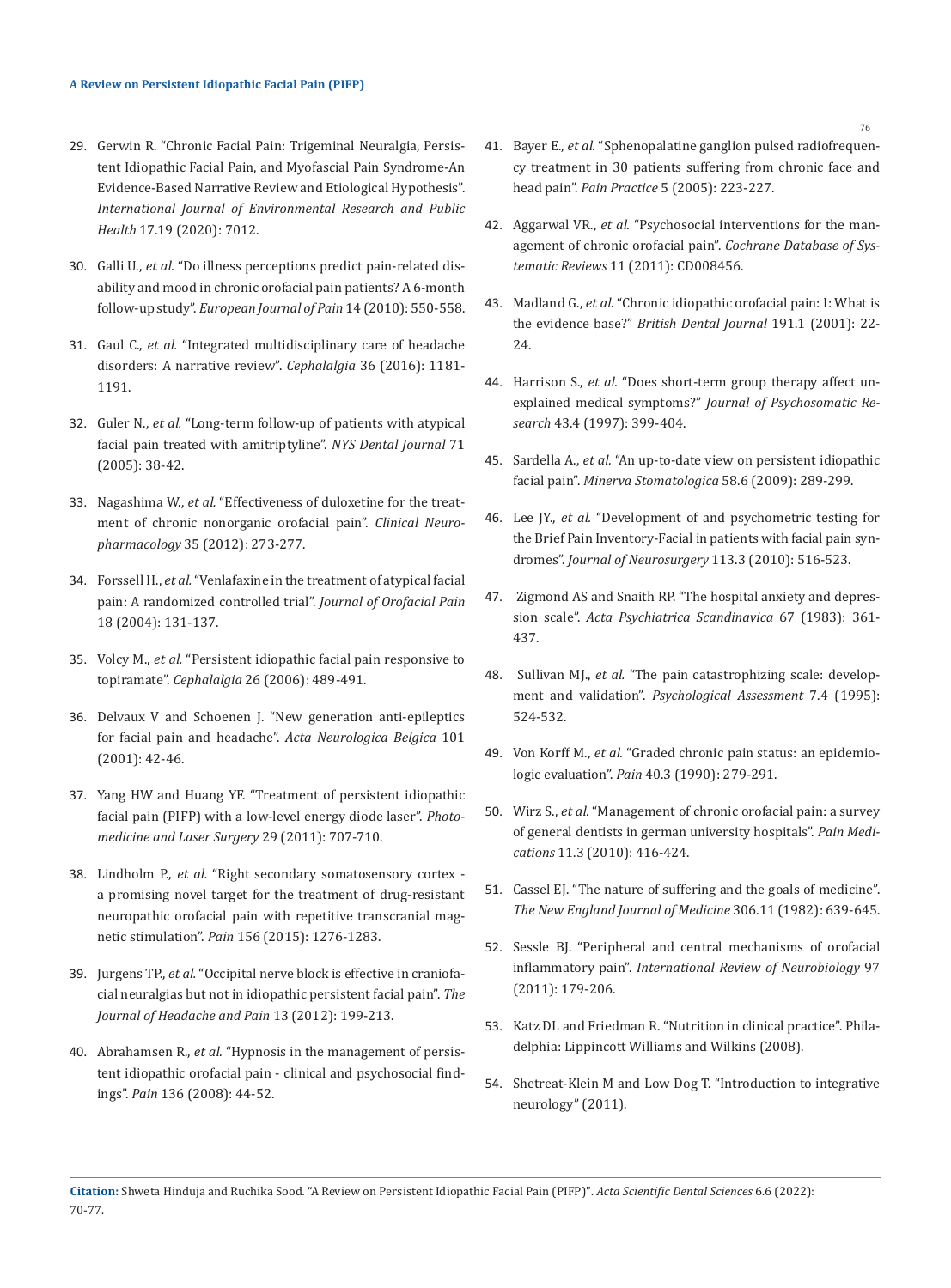29. Gerwin R. "Chronic Facial Pain: Trigeminal Neuralgia, Persistent Idiopathic Facial Pain, and Myofascial Pain Syndrome-An Evidence-Based Narrative Review and Etiological Hypothesis". *International Journal of Environmental Research and Public Health* 17.19 (2020): 7012.
30. Galli U., *et al.* "Do illness perceptions predict pain-related disability and mood in chronic orofacial pain patients? A 6-month follow-up study". *European Journal of Pain* 14 (2010): 550-558.
31. Gaul C., *et al.* "Integrated multidisciplinary care of headache disorders: A narrative review". *Cephalalgia* 36 (2016): 1181-1191.
32. Guler N., *et al.* "Long-term follow-up of patients with atypical facial pain treated with amitriptyline". *NYS Dental Journal* 71 (2005): 38-42.
33. Nagashima W., *et al.* "Effectiveness of duloxetine for the treatment of chronic nonorganic orofacial pain". *Clinical Neuropharmacology* 35 (2012): 273-277.
34. Forssell H., *et al.* "Venlafaxine in the treatment of atypical facial pain: A randomized controlled trial". *Journal of Orofacial Pain* 18 (2004): 131-137.
35. Volcy M., *et al.* "Persistent idiopathic facial pain responsive to topiramate". *Cephalalgia* 26 (2006): 489-491.
36. Delvaux V and Schoenen J. "New generation anti-epileptics for facial pain and headache". *Acta Neurologica Belgica* 101 (2001): 42-46.
37. Yang HW and Huang YF. "Treatment of persistent idiopathic facial pain (PIFP) with a low-level energy diode laser". *Photomedicine and Laser Surgery* 29 (2011): 707-710.
38. Lindholm P., *et al.* "Right secondary somatosensory cortex - a promising novel target for the treatment of drug-resistant neuropathic orofacial pain with repetitive transcranial magnetic stimulation". *Pain* 156 (2015): 1276-1283.
39. Jurgens TP., *et al.* "Occipital nerve block is effective in craniofacial neuralgias but not in idiopathic persistent facial pain". *The Journal of Headache and Pain* 13 (2012): 199-213.
40. Abrahamsen R., *et al.* "Hypnosis in the management of persistent idiopathic orofacial pain - clinical and psychosocial findings". *Pain* 136 (2008): 44-52.
41. Bayer E., *et al.* "Sphenopalatine ganglion pulsed radiofrequency treatment in 30 patients suffering from chronic face and head pain". *Pain Practice* 5 (2005): 223-227.
42. Aggarwal VR., *et al.* "Psychosocial interventions for the management of chronic orofacial pain". *Cochrane Database of Systematic Reviews* 11 (2011): CD008456.
43. Madland G., *et al.* "Chronic idiopathic orofacial pain: I: What is the evidence base?" *British Dental Journal* 191.1 (2001): 22-24.
44. Harrison S., *et al.* "Does short-term group therapy affect unexplained medical symptoms?" *Journal of Psychosomatic Research* 43.4 (1997): 399-404.
45. Sardella A., *et al.* "An up-to-date view on persistent idiopathic facial pain". *Minerva Stomatologica* 58.6 (2009): 289-299.
46. Lee JY., *et al.* "Development of and psychometric testing for the Brief Pain Inventory-Facial in patients with facial pain syndromes". *Journal of Neurosurgery* 113.3 (2010): 516-523.
47. Zigmond AS and Snaith RP. "The hospital anxiety and depression scale". *Acta Psychiatrica Scandinavica* 67 (1983): 361-437.
48. Sullivan MJ., *et al.* "The pain catastrophizing scale: development and validation". *Psychological Assessment* 7.4 (1995): 524-532.
49. Von Korff M., *et al.* "Graded chronic pain status: an epidemiologic evaluation". *Pain* 40.3 (1990): 279-291.
50. Wirz S., *et al.* "Management of chronic orofacial pain: a survey of general dentists in german university hospitals". *Pain Medications* 11.3 (2010): 416-424.
51. Cassel EJ. "The nature of suffering and the goals of medicine". *The New England Journal of Medicine* 306.11 (1982): 639-645.
52. Sessle BJ. "Peripheral and central mechanisms of orofacial inflammatory pain". *International Review of Neurobiology* 97 (2011): 179-206.
53. Katz DL and Friedman R. "Nutrition in clinical practice". Philadelphia: Lippincott Williams and Wilkins (2008).
54. Shetreat-Klein M and Low Dog T. "Introduction to integrative neurology" (2011).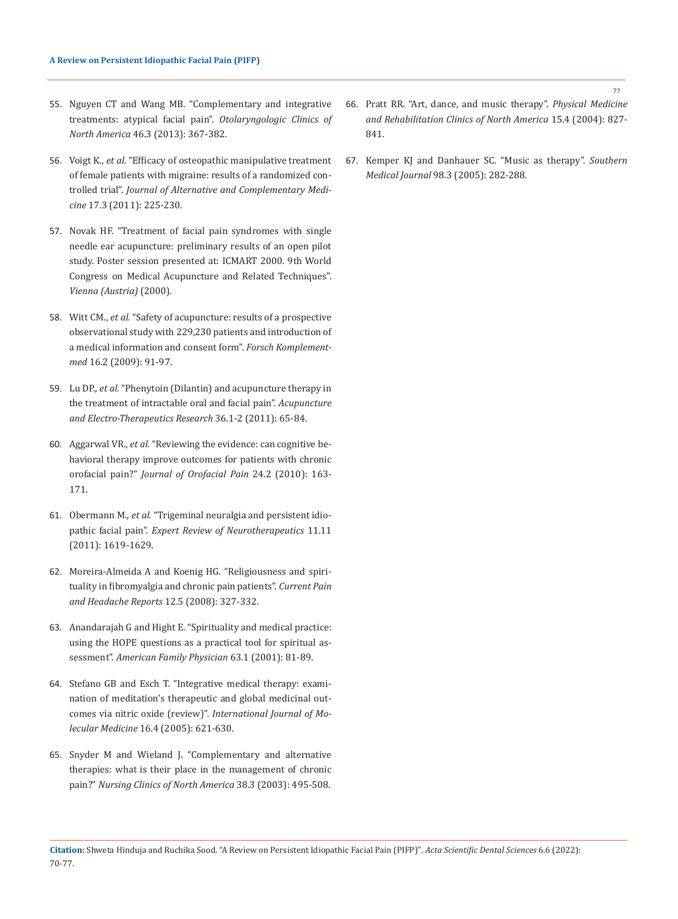55. Nguyen CT and Wang MB. "Complementary and integrative treatments: atypical facial pain". *Otolaryngologic Clinics of North America* 46.3 (2013): 367-382.

56. Voigt K., *et al.* "Efficacy of osteopathic manipulative treatment of female patients with migraine: results of a randomized controlled trial". *Journal of Alternative and Complementary Medicine* 17.3 (2011): 225-230.

57. Novak HF. "Treatment of facial pain syndromes with single needle ear acupuncture: preliminary results of an open pilot study. Poster session presented at: ICMART 2000. 9th World Congress on Medical Acupuncture and Related Techniques". *Vienna (Austria)* (2000).

58. Witt CM., *et al.* "Safety of acupuncture: results of a prospective observational study with 229,230 patients and introduction of a medical information and consent form". *Forsch Komplementmed* 16.2 (2009): 91-97.

59. Lu DP., *et al.* "Phenytoin (Dilantin) and acupuncture therapy in the treatment of intractable oral and facial pain". *Acupuncture and Electro-Therapeutics Research* 36.1-2 (2011): 65-84.

60. Aggarwal VR., *et al.* "Reviewing the evidence: can cognitive behavioral therapy improve outcomes for patients with chronic orofacial pain?" *Journal of Orofacial Pain* 24.2 (2010): 163-171.

61. Obermann M., *et al.* "Trigeminal neuralgia and persistent idiopathic facial pain". *Expert Review of Neurotherapeutics* 11.11 (2011): 1619-1629.

62. Moreira-Almeida A and Koenig HG. "Religiousness and spirituality in fibromyalgia and chronic pain patients". *Current Pain and Headache Reports* 12.5 (2008): 327-332.

63. Anandarajah G and Hight E. "Spirituality and medical practice: using the HOPE questions as a practical tool for spiritual assessment". *American Family Physician* 63.1 (2001): 81-89.

64. Stefano GB and Esch T. "Integrative medical therapy: examination of meditation's therapeutic and global medicinal outcomes via nitric oxide (review)". *International Journal of Molecular Medicine* 16.4 (2005): 621-630.

65. Snyder M and Wieland J. "Complementary and alternative therapies: what is their place in the management of chronic pain?" *Nursing Clinics of North America* 38.3 (2003): 495-508.

66. Pratt RR. "Art, dance, and music therapy". *Physical Medicine and Rehabilitation Clinics of North America* 15.4 (2004): 827-841.

67. Kemper KJ and Danhauer SC. "Music as therapy". *Southern Medical Journal* 98.3 (2005): 282-288.